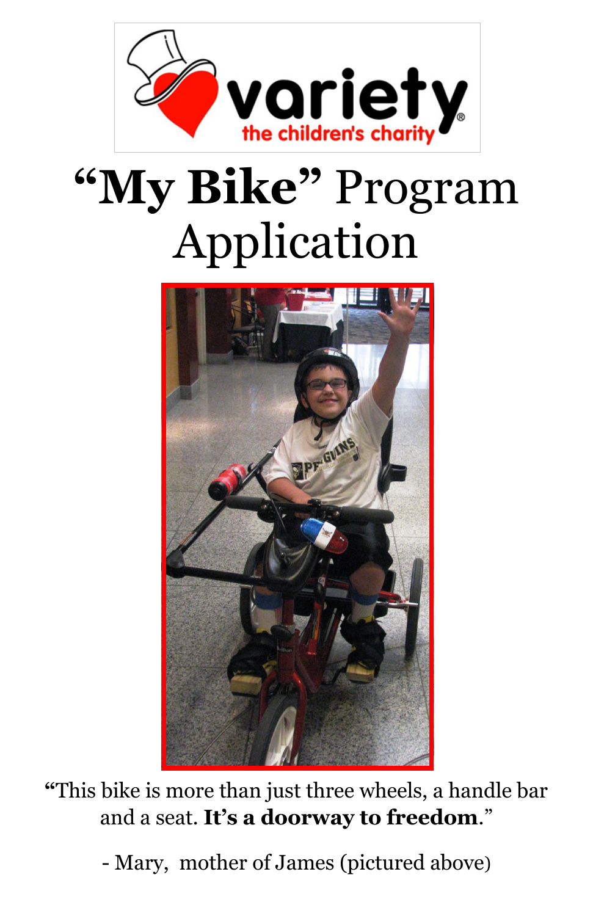variety
the children's charity

# "**My Bike**" Program Application

"This bike is more than just three wheels, a handle bar and a seat. **It's a doorway to freedom**."

- Mary, mother of James (pictured above)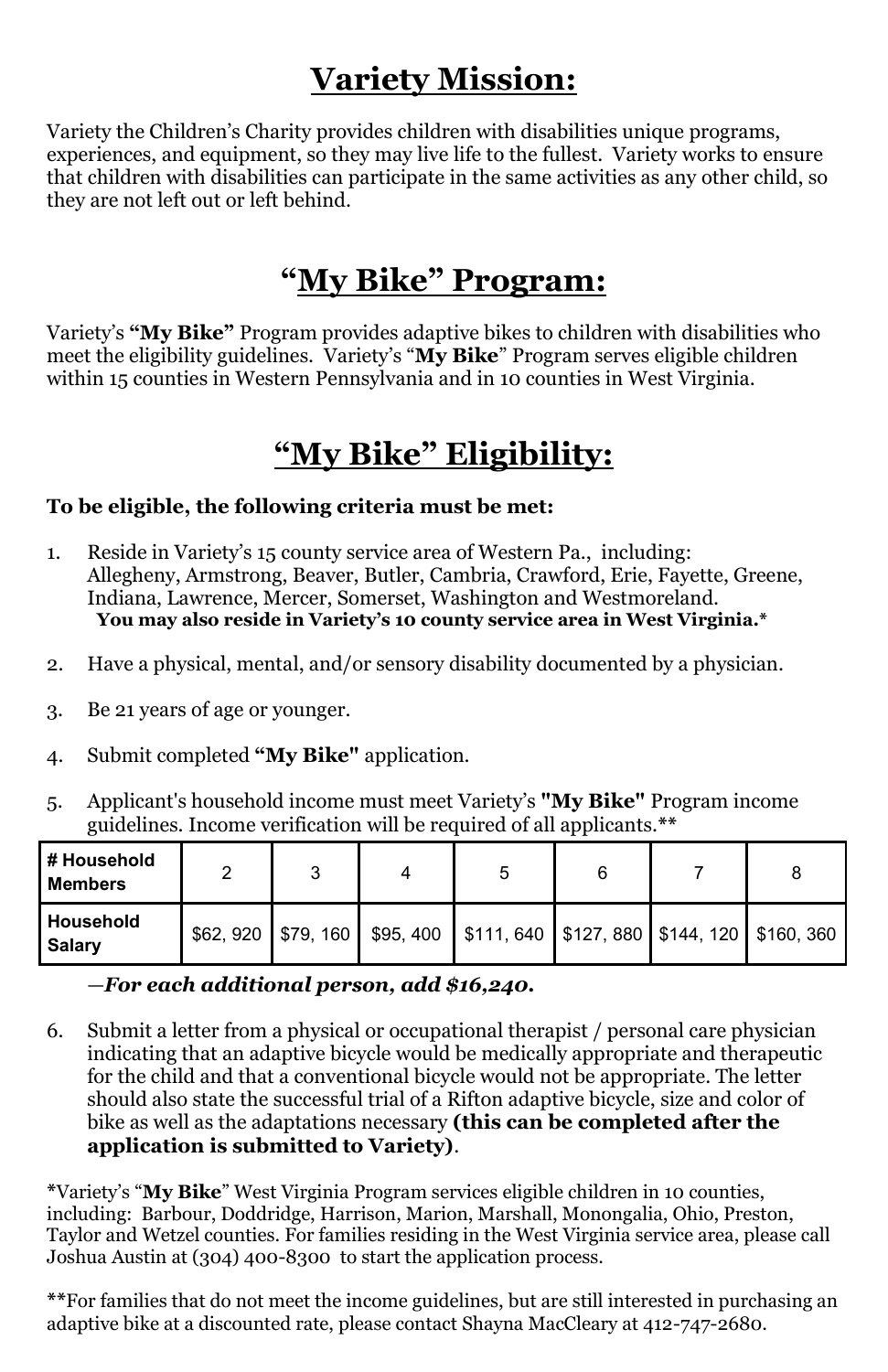# Variety Mission:

Variety the Children's Charity provides children with disabilities unique programs, experiences, and equipment, so they may live life to the fullest. Variety works to ensure that children with disabilities can participate in the same activities as any other child, so they are not left out or left behind.

# "My Bike" Program:

Variety's **"My Bike"** Program provides adaptive bikes to children with disabilities who meet the eligibility guidelines. Variety's "**My Bike**" Program serves eligible children within 15 counties in Western Pennsylvania and in 10 counties in West Virginia.

# "My Bike" Eligibility:

**To be eligible, the following criteria must be met:**

1. Reside in Variety's 15 county service area of Western Pa., including: Allegheny, Armstrong, Beaver, Butler, Cambria, Crawford, Erie, Fayette, Greene, Indiana, Lawrence, Mercer, Somerset, Washington and Westmoreland.
   **You may also reside in Variety's 10 county service area in West Virginia.***

2. Have a physical, mental, and/or sensory disability documented by a physician.

3. Be 21 years of age or younger.

4. Submit completed **"My Bike"** application.

5. Applicant's household income must meet Variety's **"My Bike"** Program income guidelines. Income verification will be required of all applicants.**

| # Household Members | 2 | 3 | 4 | 5 | 6 | 7 | 8 |
|---|---|---|---|---|---|---|---|
| Household Salary | $62, 920 | $79, 160 | $95, 400 | $111, 640 | $127, 880 | $144, 120 | $160, 360 |

   —***For each additional person, add $16,240.***

6. Submit a letter from a physical or occupational therapist / personal care physician indicating that an adaptive bicycle would be medically appropriate and therapeutic for the child and that a conventional bicycle would not be appropriate. The letter should also state the successful trial of a Rifton adaptive bicycle, size and color of bike as well as the adaptations necessary **(this can be completed after the application is submitted to Variety)**.

*Variety's "**My Bike**" West Virginia Program services eligible children in 10 counties, including: Barbour, Doddridge, Harrison, Marion, Marshall, Monongalia, Ohio, Preston, Taylor and Wetzel counties. For families residing in the West Virginia service area, please call Joshua Austin at (304) 400-8300 to start the application process.

**For families that do not meet the income guidelines, but are still interested in purchasing an adaptive bike at a discounted rate, please contact Shayna MacCleary at 412-747-2680.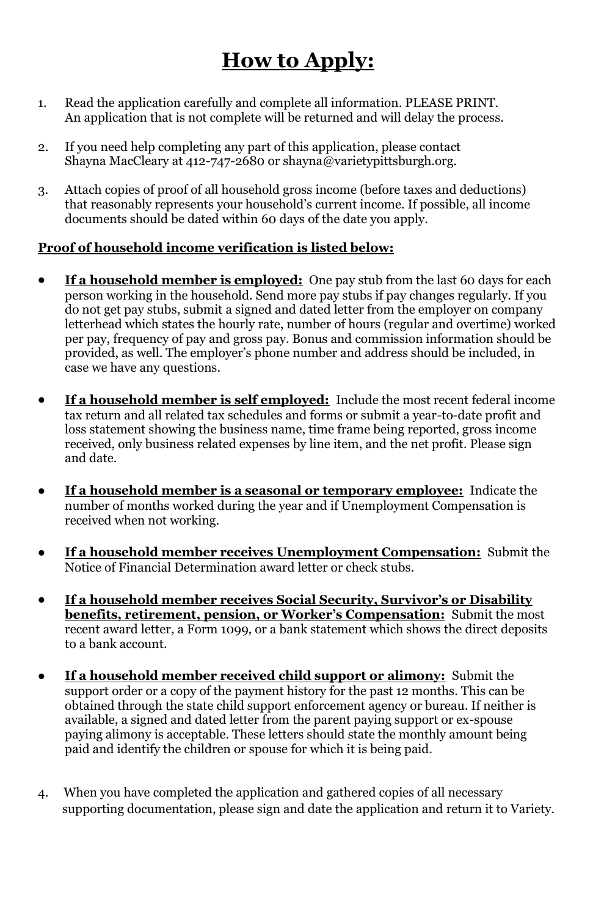# **How to Apply:**

1. Read the application carefully and complete all information. PLEASE PRINT.
   An application that is not complete will be returned and will delay the process.

2. If you need help completing any part of this application, please contact
   Shayna MacCleary at 412-747-2680 or shayna@varietypittsburgh.org.

3. Attach copies of proof of all household gross income (before taxes and deductions) that reasonably represents your household's current income. If possible, all income documents should be dated within 60 days of the date you apply.

**Proof of household income verification is listed below:**

- **If a household member is employed:** One pay stub from the last 60 days for each person working in the household. Send more pay stubs if pay changes regularly. If you do not get pay stubs, submit a signed and dated letter from the employer on company letterhead which states the hourly rate, number of hours (regular and overtime) worked per pay, frequency of pay and gross pay. Bonus and commission information should be provided, as well. The employer's phone number and address should be included, in case we have any questions.

- **If a household member is self employed:** Include the most recent federal income tax return and all related tax schedules and forms or submit a year-to-date profit and loss statement showing the business name, time frame being reported, gross income received, only business related expenses by line item, and the net profit. Please sign and date.

- **If a household member is a seasonal or temporary employee:** Indicate the number of months worked during the year and if Unemployment Compensation is received when not working.

- **If a household member receives Unemployment Compensation:** Submit the Notice of Financial Determination award letter or check stubs.

- **If a household member receives Social Security, Survivor's or Disability benefits, retirement, pension, or Worker's Compensation:** Submit the most recent award letter, a Form 1099, or a bank statement which shows the direct deposits to a bank account.

- **If a household member received child support or alimony:** Submit the support order or a copy of the payment history for the past 12 months. This can be obtained through the state child support enforcement agency or bureau. If neither is available, a signed and dated letter from the parent paying support or ex-spouse paying alimony is acceptable. These letters should state the monthly amount being paid and identify the children or spouse for which it is being paid.

4. When you have completed the application and gathered copies of all necessary supporting documentation, please sign and date the application and return it to Variety.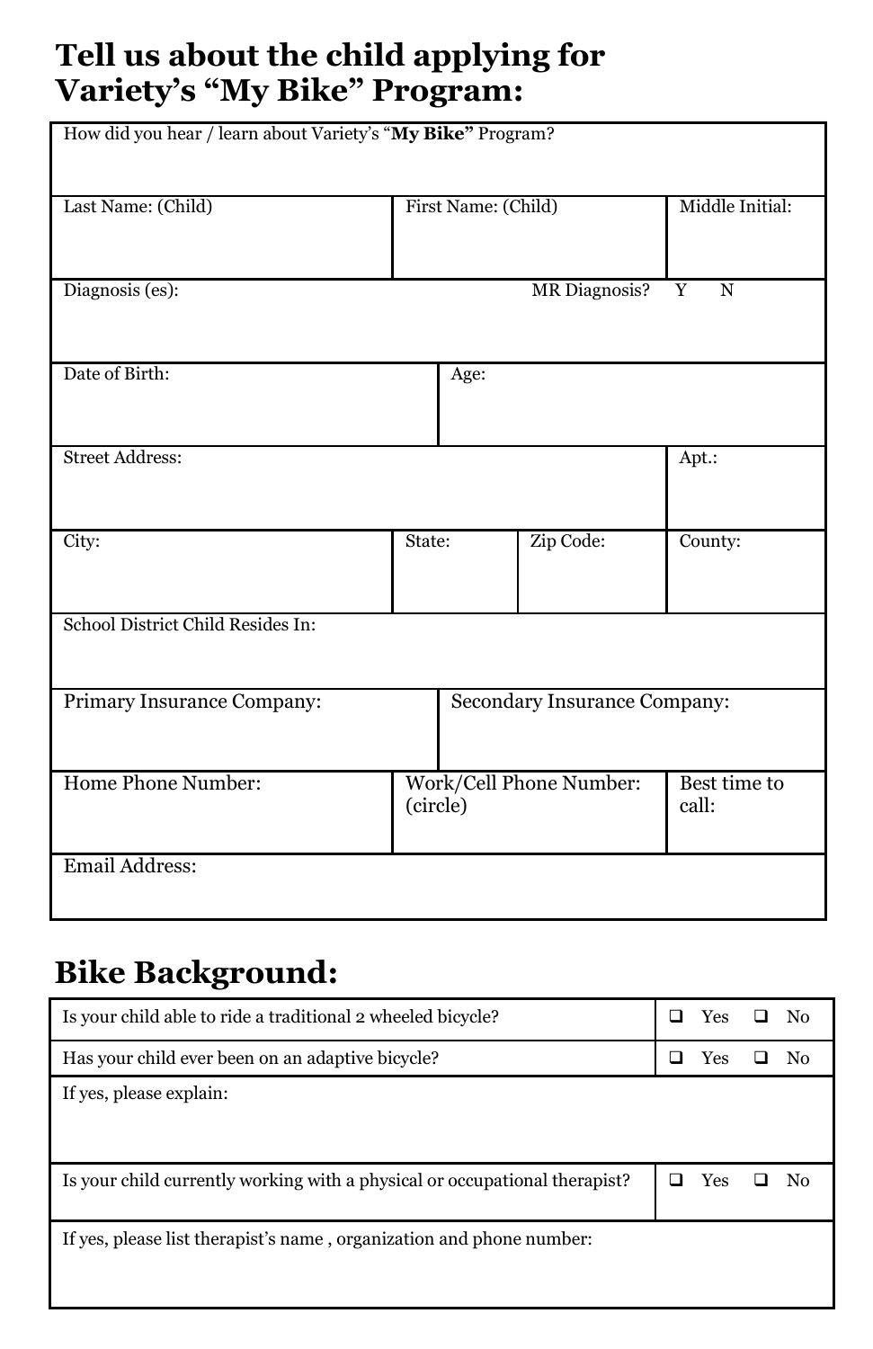## Tell us about the child applying for Variety's "My Bike" Program:

| How did you hear / learn about Variety's "**My Bike**" Program? | | | |
|---|---|---|---|
| Last Name: (Child) | First Name: (Child) | | Middle Initial: |
| Diagnosis (es): | | MR Diagnosis? Y N | |
| Date of Birth: | Age: | | |
| Street Address: | | | Apt.: |
| City: | State: | Zip Code: | County: |
| School District Child Resides In: | | | |
| Primary Insurance Company: | Secondary Insurance Company: | | |
| Home Phone Number: | Work/Cell Phone Number: (circle) | | Best time to call: |
| Email Address: | | | |

## Bike Background:

| Question | Answer |
|---|---|
| Is your child able to ride a traditional 2 wheeled bicycle? | ❑ Yes ❑ No |
| Has your child ever been on an adaptive bicycle? | ❑ Yes ❑ No |
| If yes, please explain: | |
| Is your child currently working with a physical or occupational therapist? | ❑ Yes ❑ No |
| If yes, please list therapist's name , organization and phone number: | |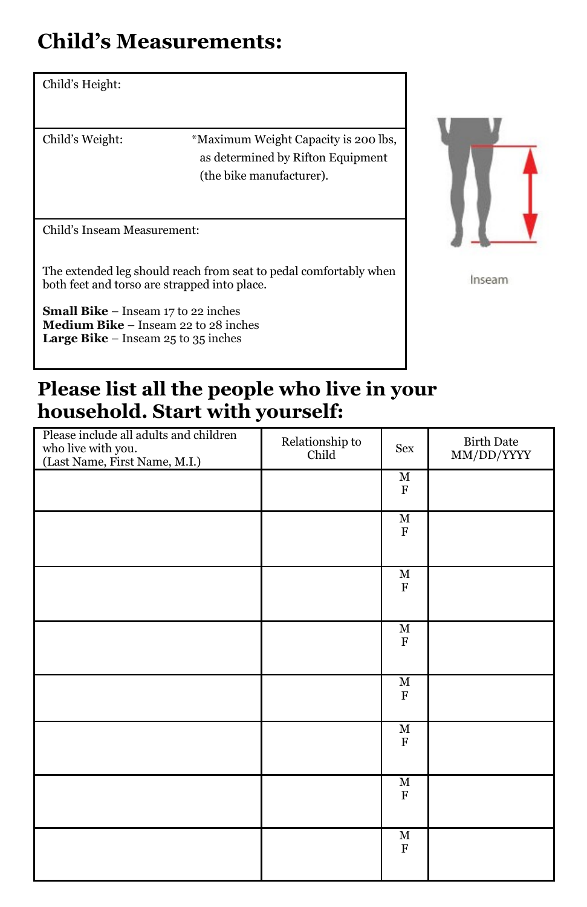## Child's Measurements:

| Child's Height: |
|---|
| Child's Weight: *Maximum Weight Capacity is 200 lbs, as determined by Rifton Equipment (the bike manufacturer). |
| Child's Inseam Measurement: The extended leg should reach from seat to pedal comfortably when both feet and torso are strapped into place. **Small Bike** – Inseam 17 to 22 inches **Medium Bike** – Inseam 22 to 28 inches **Large Bike** – Inseam 25 to 35 inches |

Inseam

## Please list all the people who live in your household. Start with yourself:

| Please include all adults and children who live with you. (Last Name, First Name, M.I.) | Relationship to Child | Sex | Birth Date MM/DD/YYYY |
|---|---|---|---|
| | | M F | |
| | | M F | |
| | | M F | |
| | | M F | |
| | | M F | |
| | | M F | |
| | | M F | |
| | | M F | |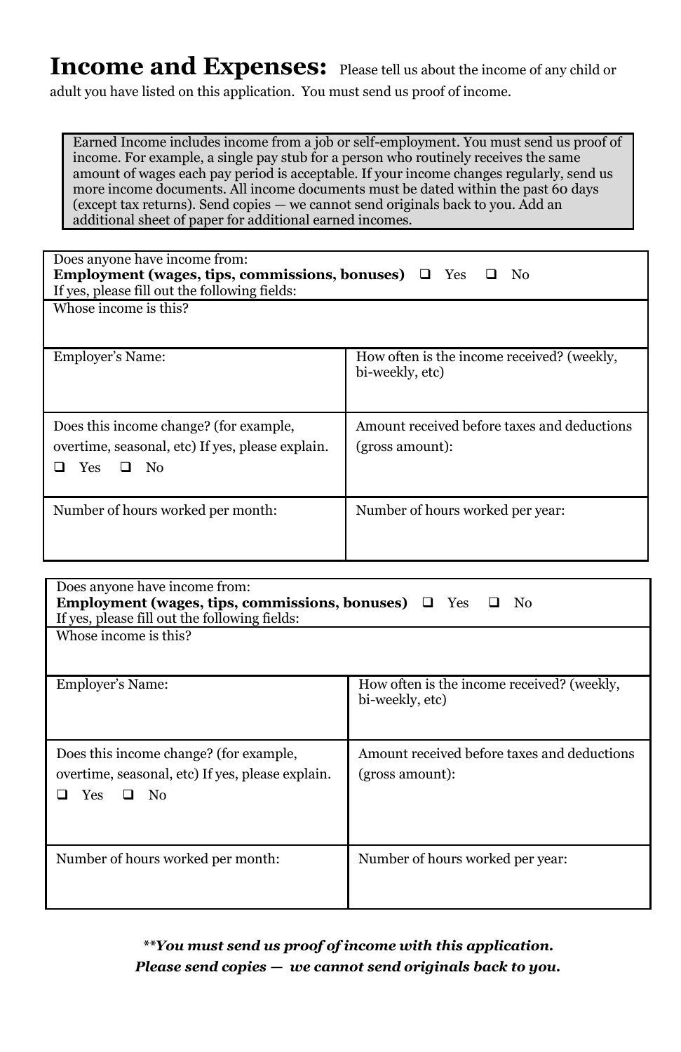# Income and Expenses:

Please tell us about the income of any child or adult you have listed on this application. You must send us proof of income.

> Earned Income includes income from a job or self-employment. You must send us proof of income. For example, a single pay stub for a person who routinely receives the same amount of wages each pay period is acceptable. If your income changes regularly, send us more income documents. All income documents must be dated within the past 60 days (except tax returns). Send copies — we cannot send originals back to you. Add an additional sheet of paper for additional earned incomes.

| Does anyone have income from:<br>**Employment (wages, tips, commissions, bonuses)** ❑ Yes ❑ No<br>If yes, please fill out the following fields: | |
|---|---|
| Whose income is this? | |
| Employer's Name: | How often is the income received? (weekly, bi-weekly, etc) |
| Does this income change? (for example, overtime, seasonal, etc) If yes, please explain.<br>❑ Yes ❑ No | Amount received before taxes and deductions (gross amount): |
| Number of hours worked per month: | Number of hours worked per year: |

| Does anyone have income from:<br>**Employment (wages, tips, commissions, bonuses)** ❑ Yes ❑ No<br>If yes, please fill out the following fields: | |
|---|---|
| Whose income is this? | |
| Employer's Name: | How often is the income received? (weekly, bi-weekly, etc) |
| Does this income change? (for example, overtime, seasonal, etc) If yes, please explain.<br>❑ Yes ❑ No | Amount received before taxes and deductions (gross amount): |
| Number of hours worked per month: | Number of hours worked per year: |

***\*\*You must send us proof of income with this application.***
***Please send copies — we cannot send originals back to you.***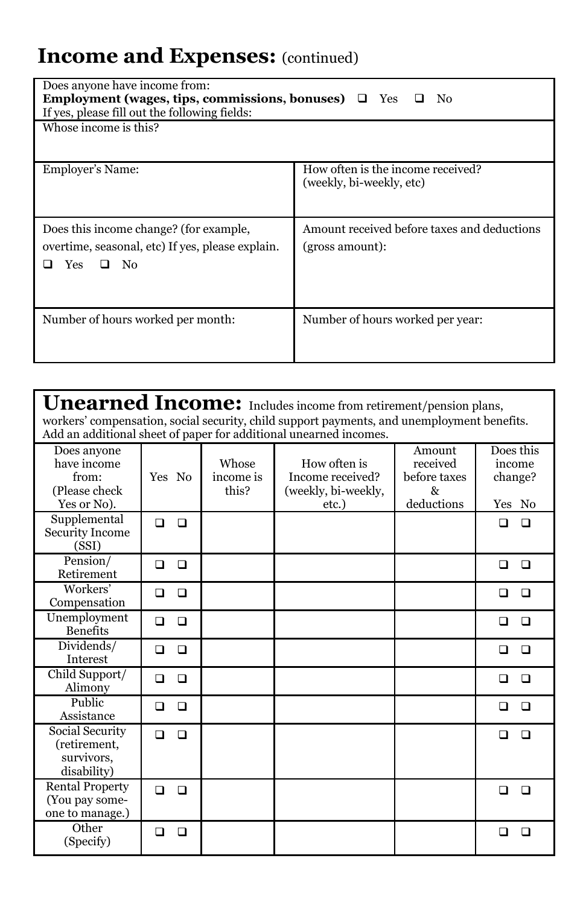## Income and Expenses: (continued)

| Does anyone have income from:<br>**Employment (wages, tips, commissions, bonuses)** ❑ Yes ❑ No<br>If yes, please fill out the following fields: | |
|---|---|
| Whose income is this? | |
| Employer's Name: | How often is the income received? (weekly, bi-weekly, etc) |
| Does this income change? (for example, overtime, seasonal, etc) If yes, please explain.<br>❑ Yes ❑ No | Amount received before taxes and deductions (gross amount): |
| Number of hours worked per month: | Number of hours worked per year: |

## Unearned Income:

Includes income from retirement/pension plans, workers' compensation, social security, child support payments, and unemployment benefits. Add an additional sheet of paper for additional unearned incomes.

| Does anyone have income from: (Please check Yes or No). | Yes No | Whose income is this? | How often is Income received? (weekly, bi-weekly, etc.) | Amount received before taxes & deductions | Does this income change? Yes No |
|---|---|---|---|---|---|
| Supplemental Security Income (SSI) | ❑ ❑ | | | | ❑ ❑ |
| Pension/ Retirement | ❑ ❑ | | | | ❑ ❑ |
| Workers' Compensation | ❑ ❑ | | | | ❑ ❑ |
| Unemployment Benefits | ❑ ❑ | | | | ❑ ❑ |
| Dividends/ Interest | ❑ ❑ | | | | ❑ ❑ |
| Child Support/ Alimony | ❑ ❑ | | | | ❑ ❑ |
| Public Assistance | ❑ ❑ | | | | ❑ ❑ |
| Social Security (retirement, survivors, disability) | ❑ ❑ | | | | ❑ ❑ |
| Rental Property (You pay some-one to manage.) | ❑ ❑ | | | | ❑ ❑ |
| Other (Specify) | ❑ ❑ | | | | ❑ ❑ |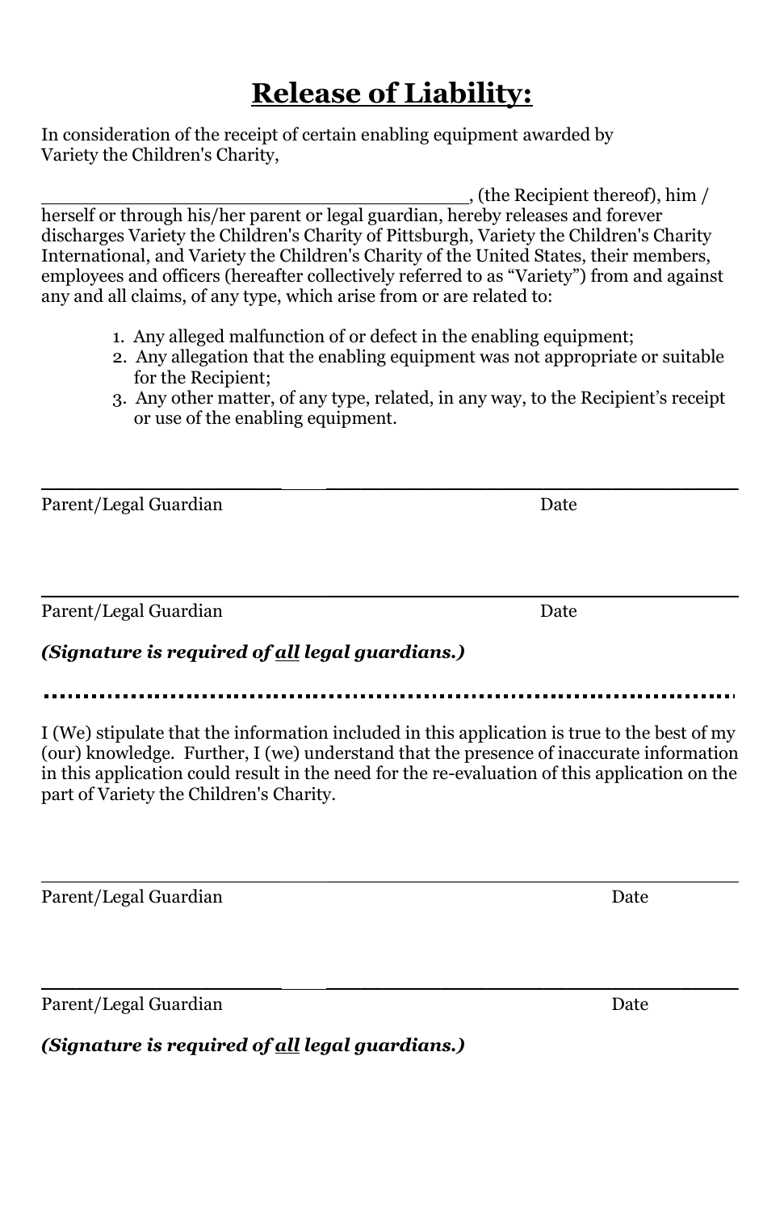# Release of Liability:

In consideration of the receipt of certain enabling equipment awarded by Variety the Children's Charity,

______________________________________, (the Recipient thereof), him / herself or through his/her parent or legal guardian, hereby releases and forever discharges Variety the Children's Charity of Pittsburgh, Variety the Children's Charity International, and Variety the Children's Charity of the United States, their members, employees and officers (hereafter collectively referred to as "Variety") from and against any and all claims, of any type, which arise from or are related to:

1. Any alleged malfunction of or defect in the enabling equipment;
2. Any allegation that the enabling equipment was not appropriate or suitable for the Recipient;
3. Any other matter, of any type, related, in any way, to the Recipient's receipt or use of the enabling equipment.

______________________________________________________

Parent/Legal Guardian                                                    Date

______________________________________________________

Parent/Legal Guardian                                                    Date

***(Signature is required of all legal guardians.)***

---

I (We) stipulate that the information included in this application is true to the best of my (our) knowledge. Further, I (we) understand that the presence of inaccurate information in this application could result in the need for the re-evaluation of this application on the part of Variety the Children's Charity.

______________________________________________________

Parent/Legal Guardian                                                    Date

______________________________________________________

Parent/Legal Guardian                                                    Date

***(Signature is required of all legal guardians.)***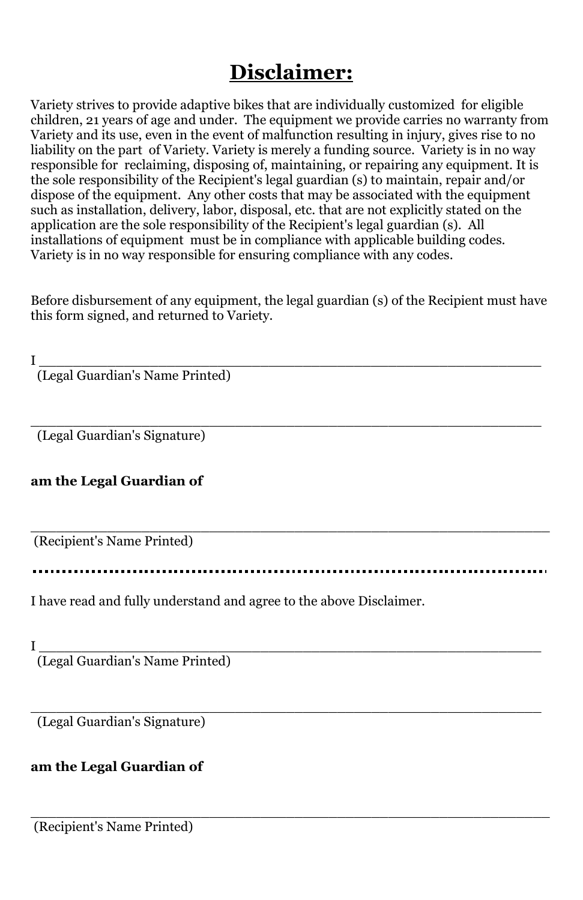# Disclaimer:

Variety strives to provide adaptive bikes that are individually customized for eligible children, 21 years of age and under. The equipment we provide carries no warranty from Variety and its use, even in the event of malfunction resulting in injury, gives rise to no liability on the part of Variety. Variety is merely a funding source. Variety is in no way responsible for reclaiming, disposing of, maintaining, or repairing any equipment. It is the sole responsibility of the Recipient's legal guardian (s) to maintain, repair and/or dispose of the equipment. Any other costs that may be associated with the equipment such as installation, delivery, labor, disposal, etc. that are not explicitly stated on the application are the sole responsibility of the Recipient's legal guardian (s). All installations of equipment must be in compliance with applicable building codes. Variety is in no way responsible for ensuring compliance with any codes.

Before disbursement of any equipment, the legal guardian (s) of the Recipient must have this form signed, and returned to Variety.

I ___________________________________________________________
(Legal Guardian's Name Printed)

___________________________________________________________
(Legal Guardian's Signature)

**am the Legal Guardian of**

___________________________________________________________
(Recipient's Name Printed)

---

I have read and fully understand and agree to the above Disclaimer.

I ___________________________________________________________
(Legal Guardian's Name Printed)

___________________________________________________________
(Legal Guardian's Signature)

**am the Legal Guardian of**

___________________________________________________________
(Recipient's Name Printed)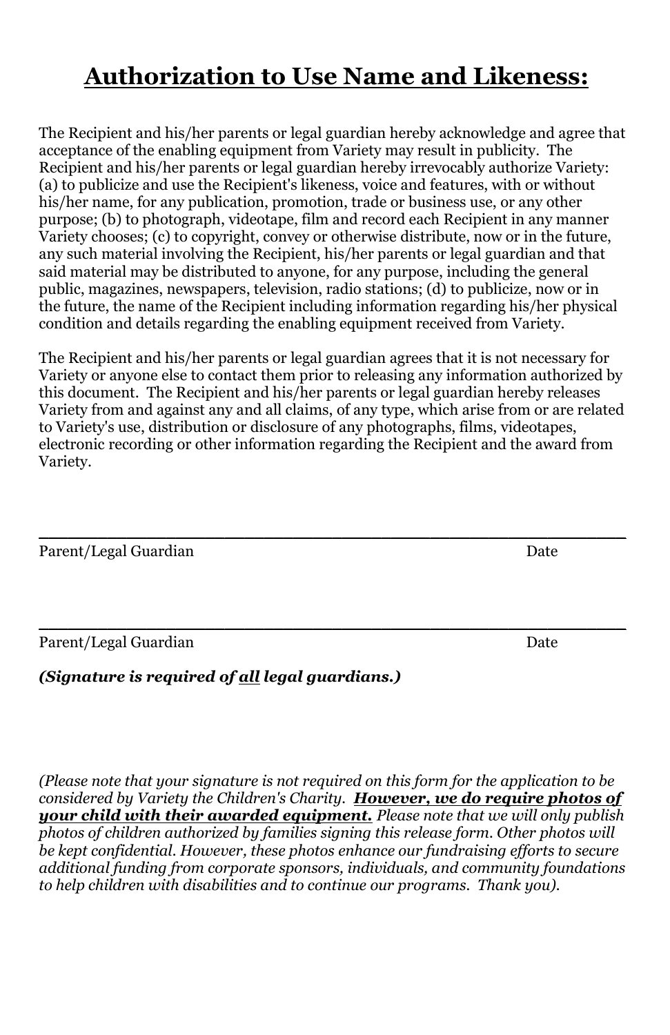# **Authorization to Use Name and Likeness:**

The Recipient and his/her parents or legal guardian hereby acknowledge and agree that acceptance of the enabling equipment from Variety may result in publicity. The Recipient and his/her parents or legal guardian hereby irrevocably authorize Variety: (a) to publicize and use the Recipient's likeness, voice and features, with or without his/her name, for any publication, promotion, trade or business use, or any other purpose; (b) to photograph, videotape, film and record each Recipient in any manner Variety chooses; (c) to copyright, convey or otherwise distribute, now or in the future, any such material involving the Recipient, his/her parents or legal guardian and that said material may be distributed to anyone, for any purpose, including the general public, magazines, newspapers, television, radio stations; (d) to publicize, now or in the future, the name of the Recipient including information regarding his/her physical condition and details regarding the enabling equipment received from Variety.

The Recipient and his/her parents or legal guardian agrees that it is not necessary for Variety or anyone else to contact them prior to releasing any information authorized by this document. The Recipient and his/her parents or legal guardian hereby releases Variety from and against any and all claims, of any type, which arise from or are related to Variety's use, distribution or disclosure of any photographs, films, videotapes, electronic recording or other information regarding the Recipient and the award from Variety.

______________________________________________________________

Parent/Legal Guardian                                                                                    Date

______________________________________________________________

Parent/Legal Guardian                                                                                    Date

***(Signature is required of <u>all</u> legal guardians.)***

*(Please note that your signature is not required on this form for the application to be considered by Variety the Children's Charity.* ***<u>However, we do require photos of your child with their awarded equipment.</u>*** *Please note that we will only publish photos of children authorized by families signing this release form. Other photos will be kept confidential. However, these photos enhance our fundraising efforts to secure additional funding from corporate sponsors, individuals, and community foundations to help children with disabilities and to continue our programs. Thank you).*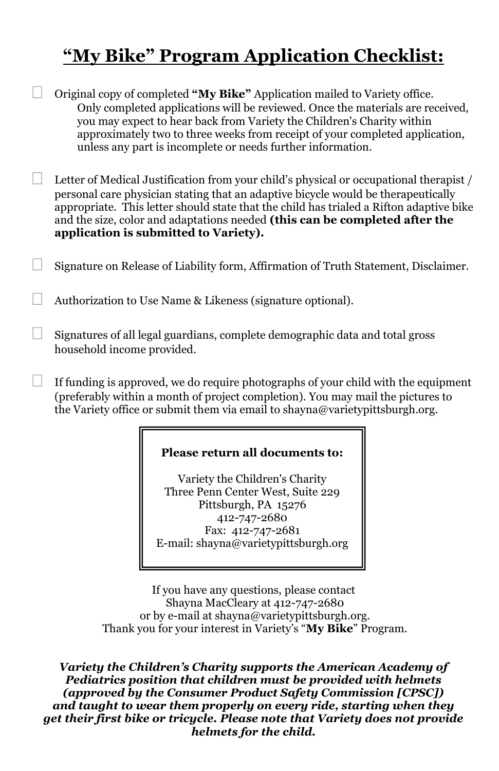# "My Bike" Program Application Checklist:

- ☐ Original copy of completed **"My Bike"** Application mailed to Variety office.
  Only completed applications will be reviewed. Once the materials are received, you may expect to hear back from Variety the Children's Charity within approximately two to three weeks from receipt of your completed application, unless any part is incomplete or needs further information.

- ☐ Letter of Medical Justification from your child's physical or occupational therapist / personal care physician stating that an adaptive bicycle would be therapeutically appropriate. This letter should state that the child has trialed a Rifton adaptive bike and the size, color and adaptations needed **(this can be completed after the application is submitted to Variety).**

- ☐ Signature on Release of Liability form, Affirmation of Truth Statement, Disclaimer.

- ☐ Authorization to Use Name & Likeness (signature optional).

- ☐ Signatures of all legal guardians, complete demographic data and total gross household income provided.

- ☐ If funding is approved, we do require photographs of your child with the equipment (preferably within a month of project completion). You may mail the pictures to the Variety office or submit them via email to shayna@varietypittsburgh.org.

**Please return all documents to:**

Variety the Children's Charity
Three Penn Center West, Suite 229
Pittsburgh, PA 15276
412-747-2680
Fax: 412-747-2681
E-mail: shayna@varietypittsburgh.org

If you have any questions, please contact Shayna MacCleary at 412-747-2680 or by e-mail at shayna@varietypittsburgh.org.
Thank you for your interest in Variety's "**My Bike**" Program.

***Variety the Children's Charity supports the American Academy of Pediatrics position that children must be provided with helmets (approved by the Consumer Product Safety Commission [CPSC]) and taught to wear them properly on every ride, starting when they get their first bike or tricycle. Please note that Variety does not provide helmets for the child.***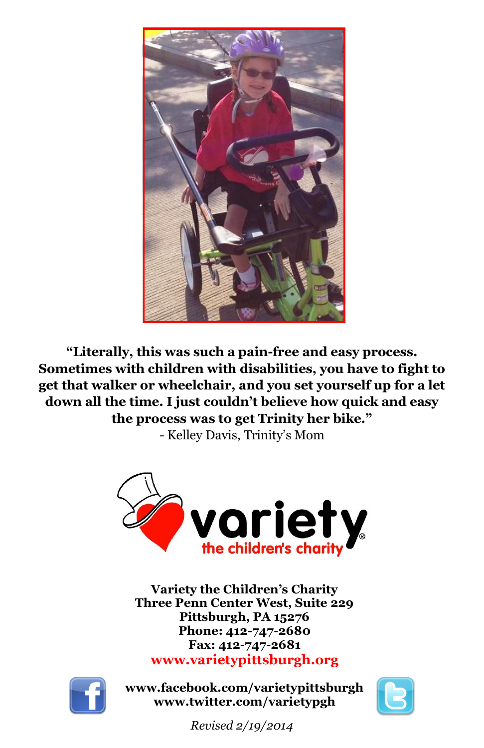**"Literally, this was such a pain-free and easy process. Sometimes with children with disabilities, you have to fight to get that walker or wheelchair, and you set yourself up for a let down all the time. I just couldn't believe how quick and easy the process was to get Trinity her bike."**

- Kelley Davis, Trinity's Mom

variety®
the children's charity

**Variety the Children's Charity**
**Three Penn Center West, Suite 229**
**Pittsburgh, PA 15276**
**Phone: 412-747-2680**
**Fax: 412-747-2681**
**www.varietypittsburgh.org**

**www.facebook.com/varietypittsburgh**
**www.twitter.com/varietypgh**

*Revised 2/19/2014*